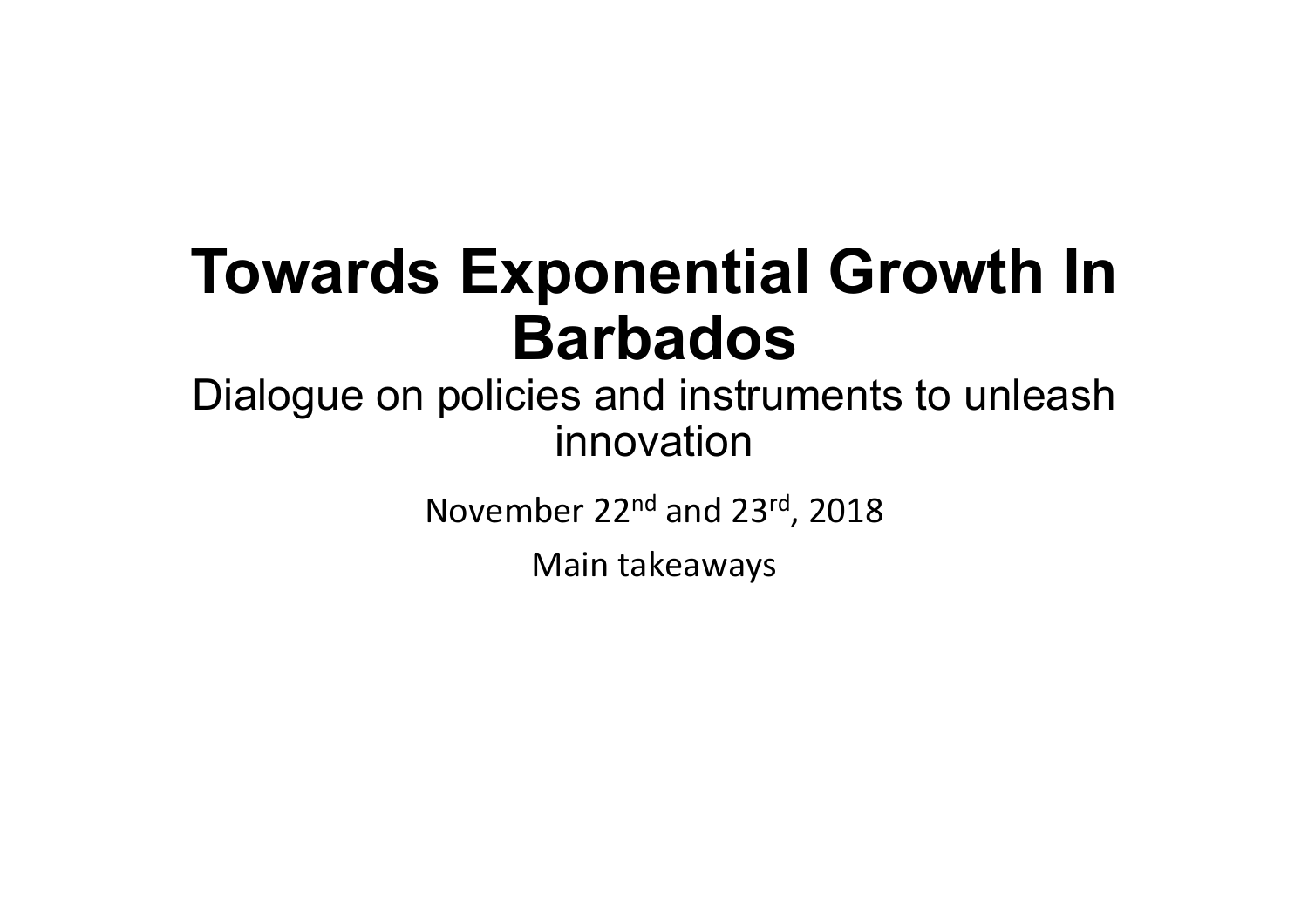# Towards Exponential Growth In Barbados

Dialogue on policies and instruments to unleash innovation

November 22nd and 23rd, 2018

Main takeaways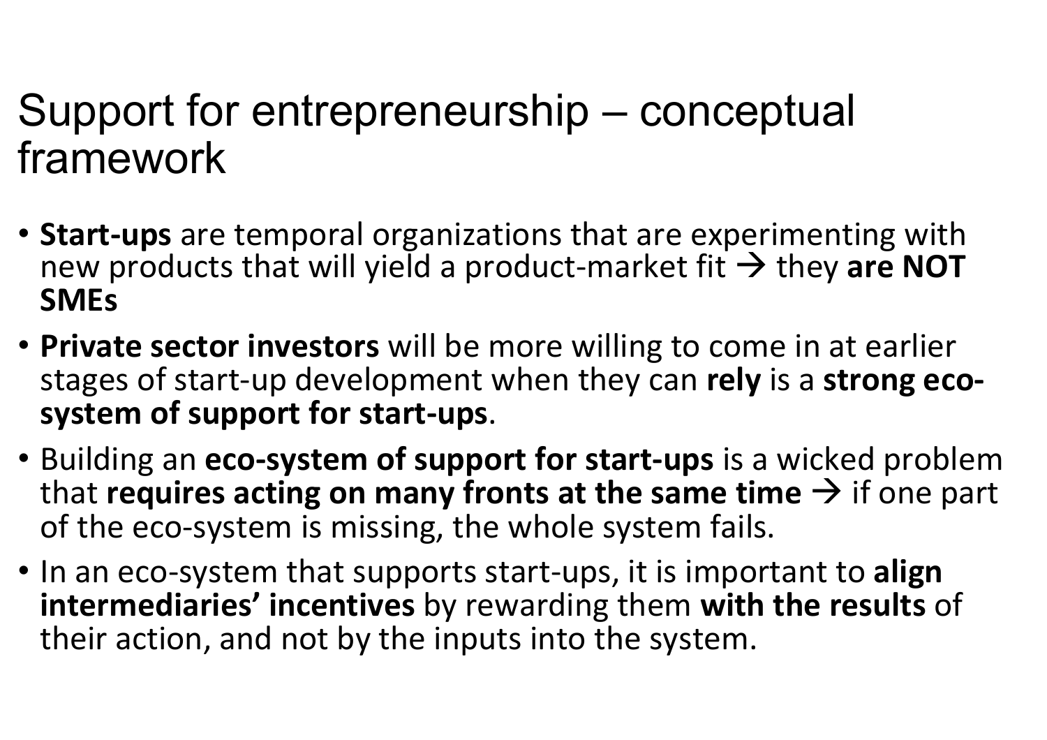# Support for entrepreneurship – conceptual framework

- **Start-ups** are temporal organizations that are experimenting with new products that will yield a product-market fit → they **are NOT SMEs**
- **Private sector investors** will be more willing to come in at earlier stages of start-up development when they can **rely** is a **strong eco-system of support for start-ups**.
- Building an **eco-system of support for start-ups** is a wicked problem that **requires acting on many fronts at the same time** → if one part of the eco-system is missing, the whole system fails.
- In an eco-system that supports start-ups, it is important to **align intermediaries' incentives** by rewarding them **with the results** of their action, and not by the inputs into the system.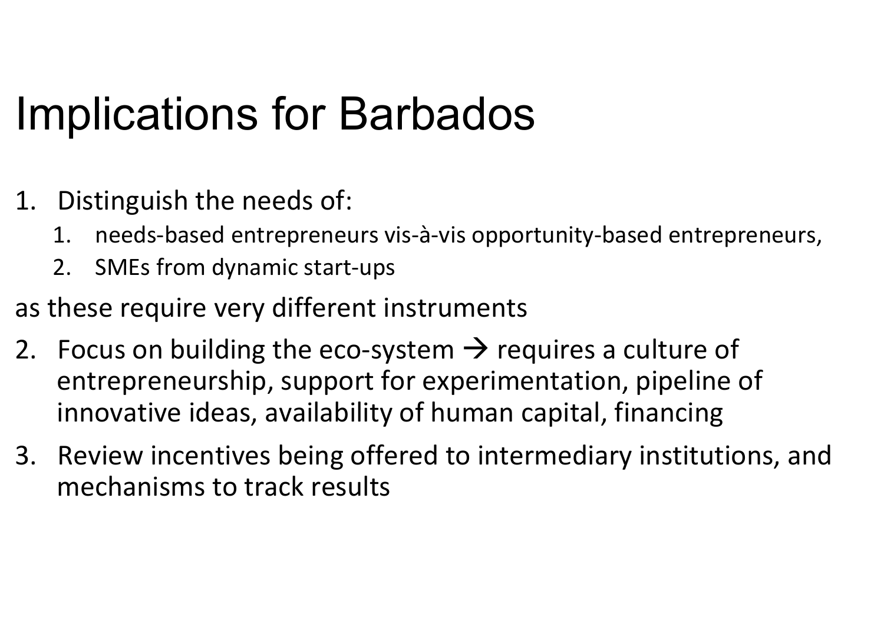# Implications for Barbados

1. Distinguish the needs of:
    1. needs-based entrepreneurs vis-à-vis opportunity-based entrepreneurs,
    2. SMEs from dynamic start-ups

as these require very different instruments

2. Focus on building the eco-system → requires a culture of entrepreneurship, support for experimentation, pipeline of innovative ideas, availability of human capital, financing
3. Review incentives being offered to intermediary institutions, and mechanisms to track results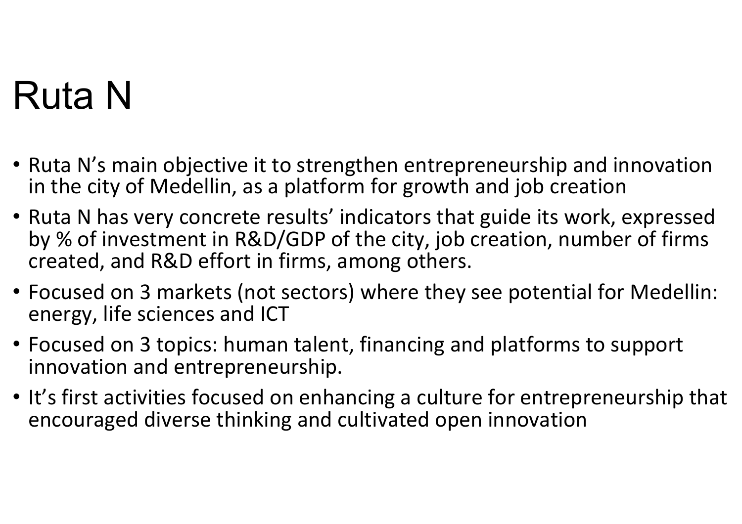# Ruta N

- Ruta N’s main objective it to strengthen entrepreneurship and innovation in the city of Medellin, as a platform for growth and job creation
- Ruta N has very concrete results’ indicators that guide its work, expressed by % of investment in R&D/GDP of the city, job creation, number of firms created, and R&D effort in firms, among others.
- Focused on 3 markets (not sectors) where they see potential for Medellin: energy, life sciences and ICT
- Focused on 3 topics: human talent, financing and platforms to support innovation and entrepreneurship.
- It’s first activities focused on enhancing a culture for entrepreneurship that encouraged diverse thinking and cultivated open innovation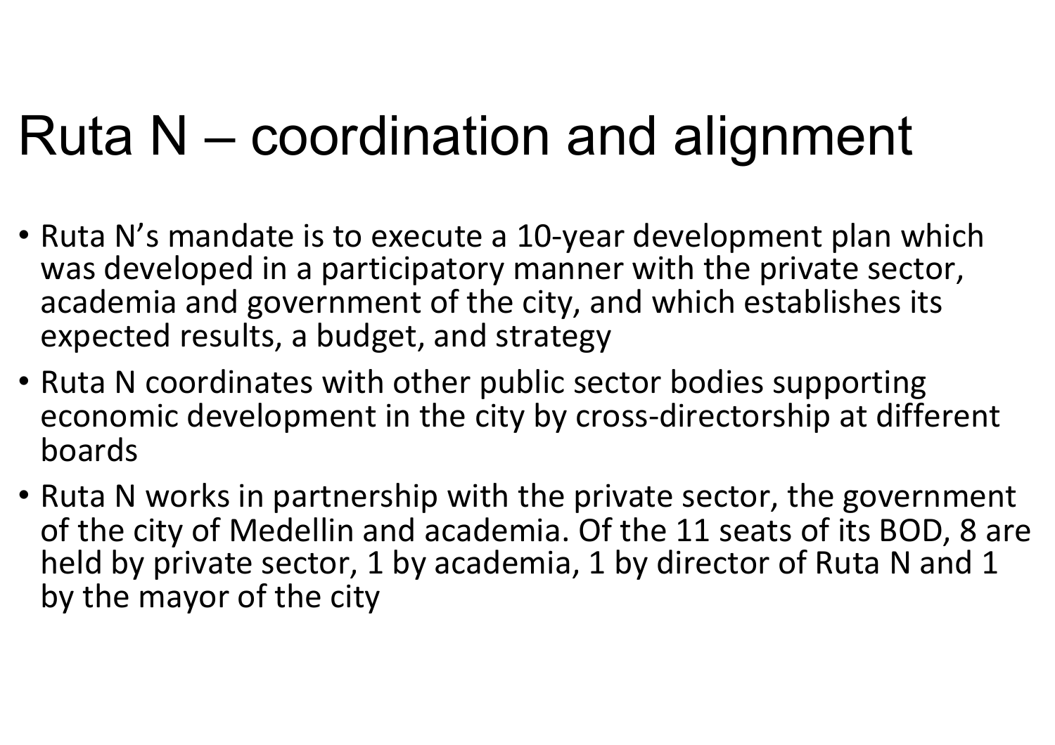# Ruta N – coordination and alignment

- Ruta N's mandate is to execute a 10-year development plan which was developed in a participatory manner with the private sector, academia and government of the city, and which establishes its expected results, a budget, and strategy
- Ruta N coordinates with other public sector bodies supporting economic development in the city by cross-directorship at different boards
- Ruta N works in partnership with the private sector, the government of the city of Medellin and academia. Of the 11 seats of its BOD, 8 are held by private sector, 1 by academia, 1 by director of Ruta N and 1 by the mayor of the city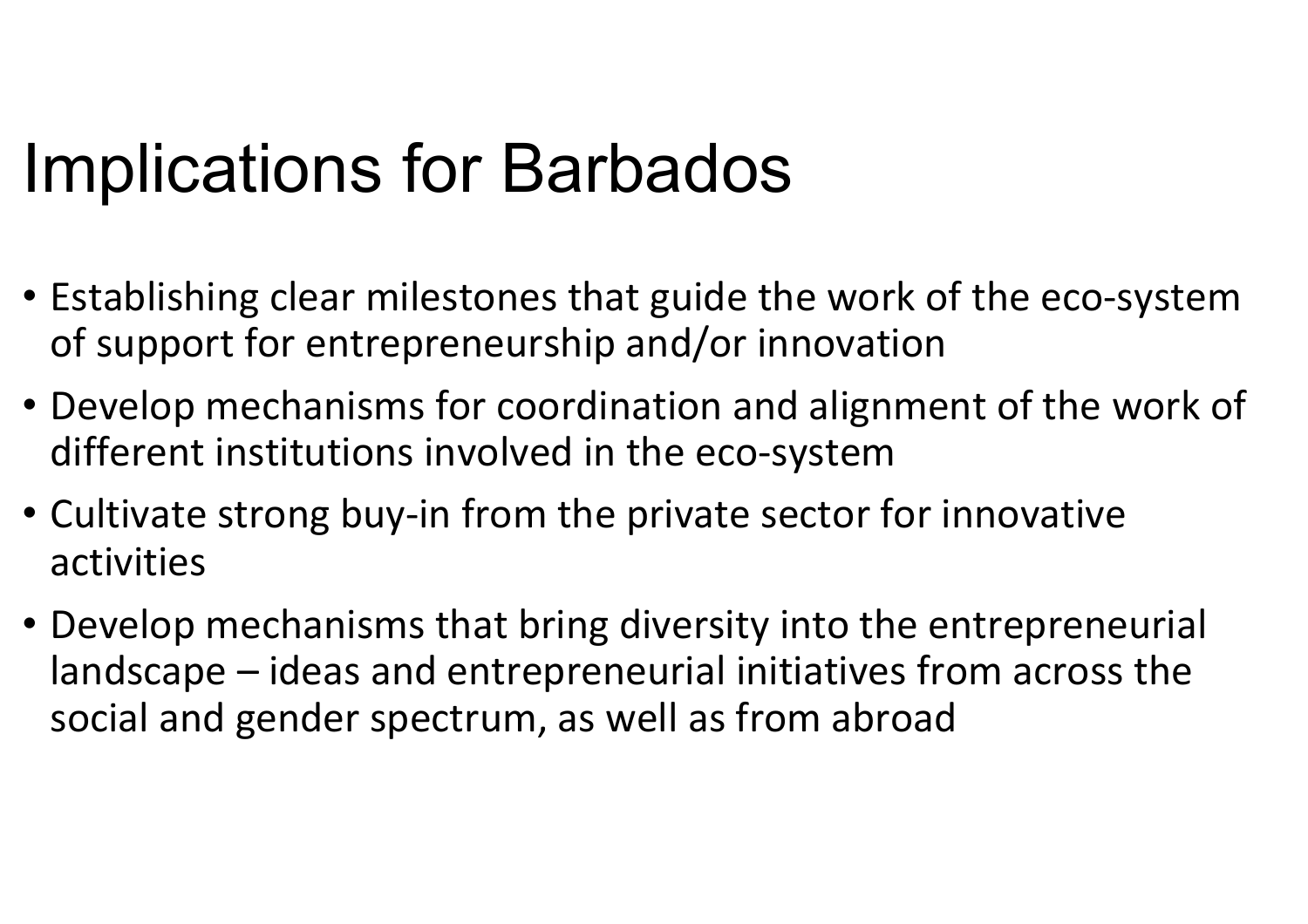# Implications for Barbados

- Establishing clear milestones that guide the work of the eco-system of support for entrepreneurship and/or innovation
- Develop mechanisms for coordination and alignment of the work of different institutions involved in the eco-system
- Cultivate strong buy-in from the private sector for innovative activities
- Develop mechanisms that bring diversity into the entrepreneurial landscape – ideas and entrepreneurial initiatives from across the social and gender spectrum, as well as from abroad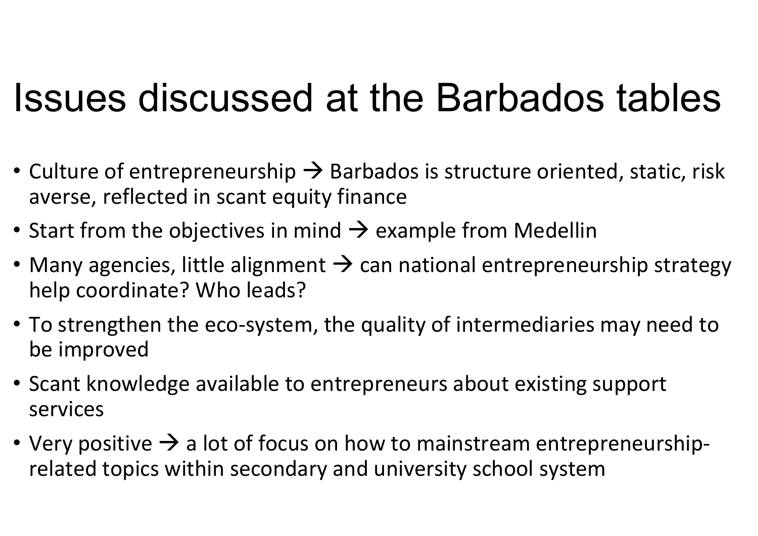# Issues discussed at the Barbados tables

- Culture of entrepreneurship → Barbados is structure oriented, static, risk averse, reflected in scant equity finance
- Start from the objectives in mind → example from Medellin
- Many agencies, little alignment → can national entrepreneurship strategy help coordinate? Who leads?
- To strengthen the eco-system, the quality of intermediaries may need to be improved
- Scant knowledge available to entrepreneurs about existing support services
- Very positive → a lot of focus on how to mainstream entrepreneurship-related topics within secondary and university school system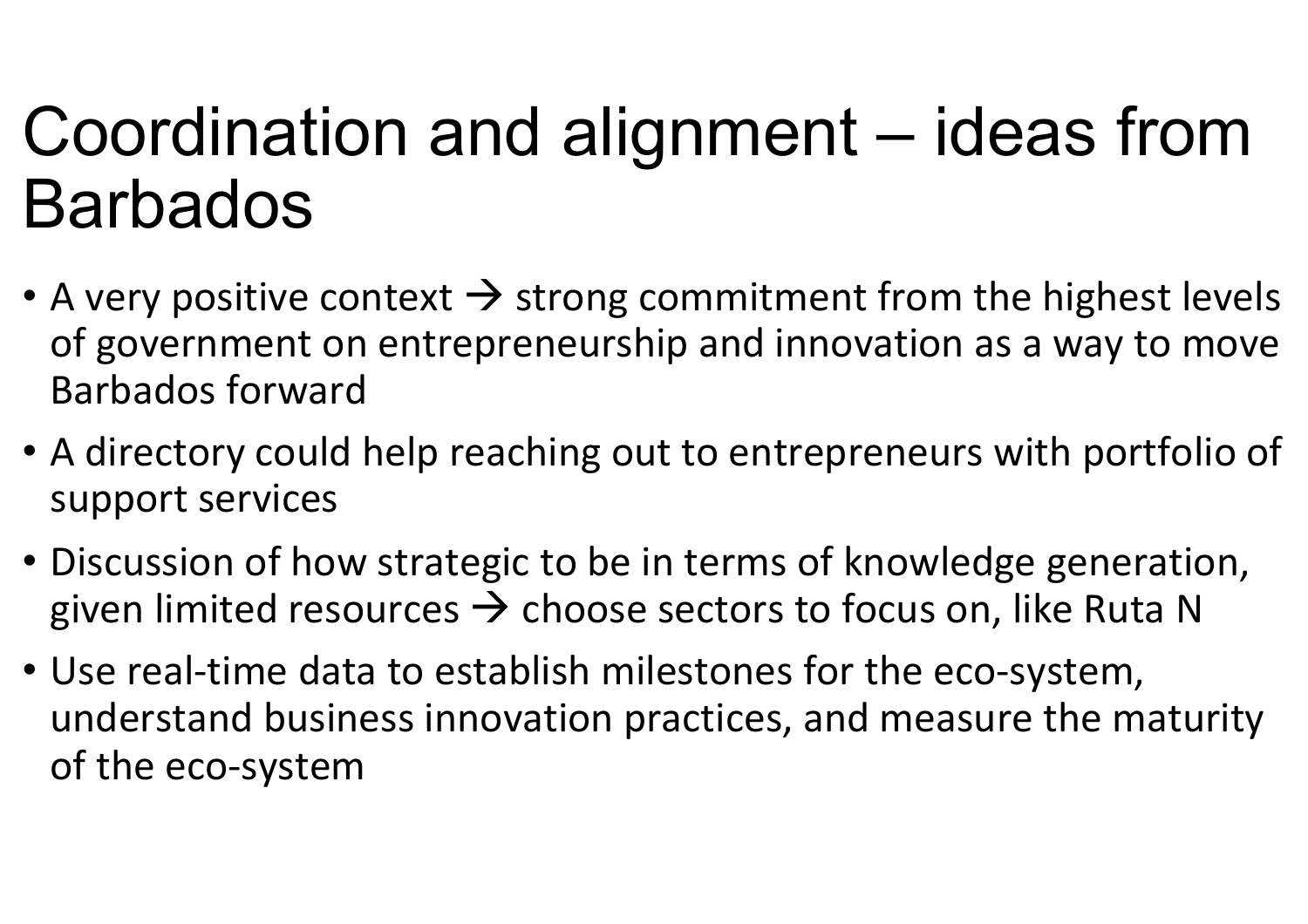# Coordination and alignment – ideas from Barbados

- A very positive context → strong commitment from the highest levels of government on entrepreneurship and innovation as a way to move Barbados forward
- A directory could help reaching out to entrepreneurs with portfolio of support services
- Discussion of how strategic to be in terms of knowledge generation, given limited resources → choose sectors to focus on, like Ruta N
- Use real-time data to establish milestones for the eco-system, understand business innovation practices, and measure the maturity of the eco-system